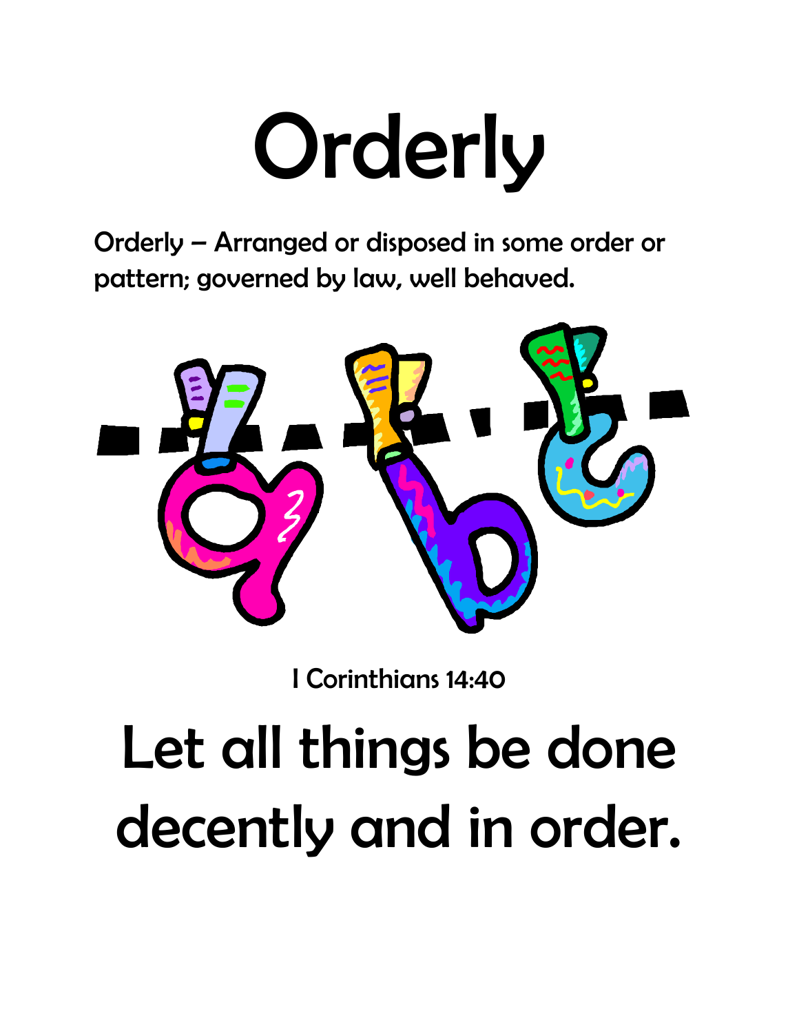# Orderly

Orderly – Arranged or disposed in some order or pattern; governed by law, well behaved.

I Corinthians 14:40

## Let all things be done decently and in order.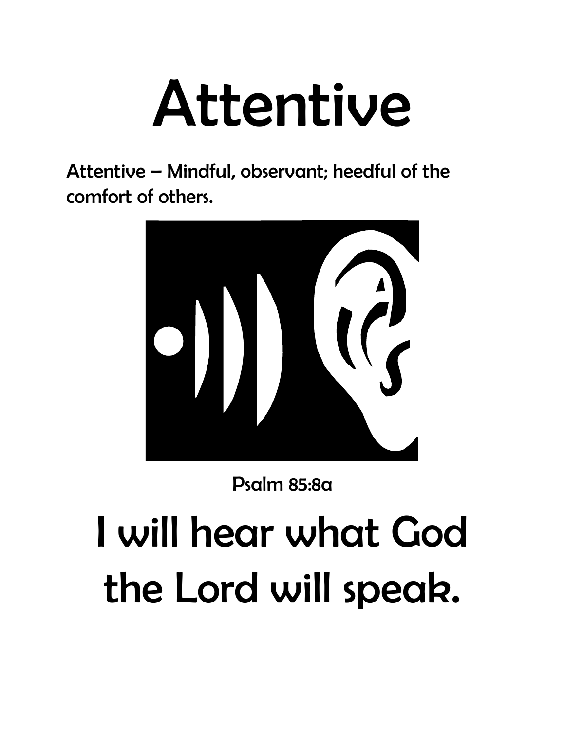# Attentive

**Attentive – Mindful, observant; heedful of the comfort of others.**

Psalm 85:8a

# I will hear what God the Lord will speak.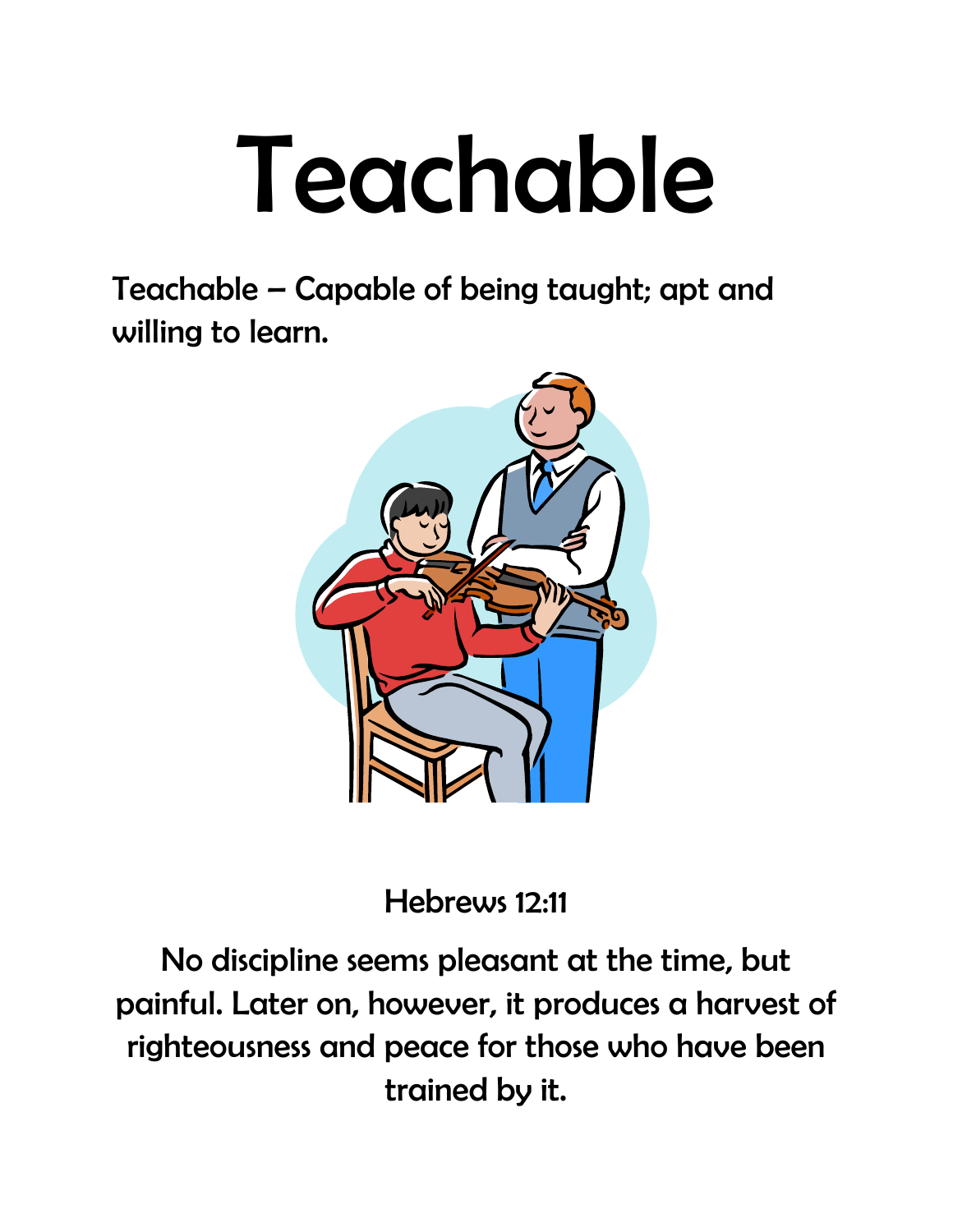# Teachable

Teachable – Capable of being taught; apt and willing to learn.

Hebrews 12:11

No discipline seems pleasant at the time, but painful. Later on, however, it produces a harvest of righteousness and peace for those who have been trained by it.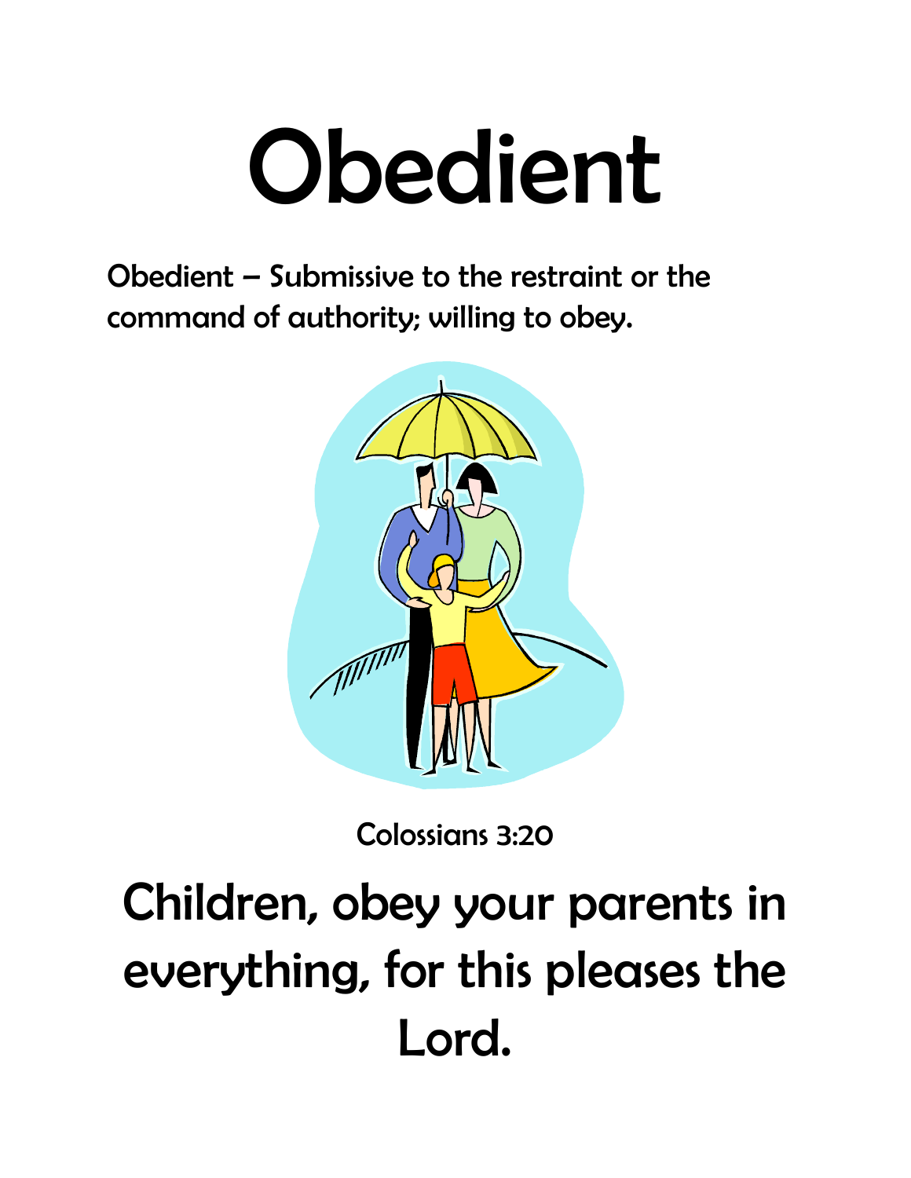# Obedient

Obedient – Submissive to the restraint or the command of authority; willing to obey.

Colossians 3:20

## Children, obey your parents in everything, for this pleases the Lord.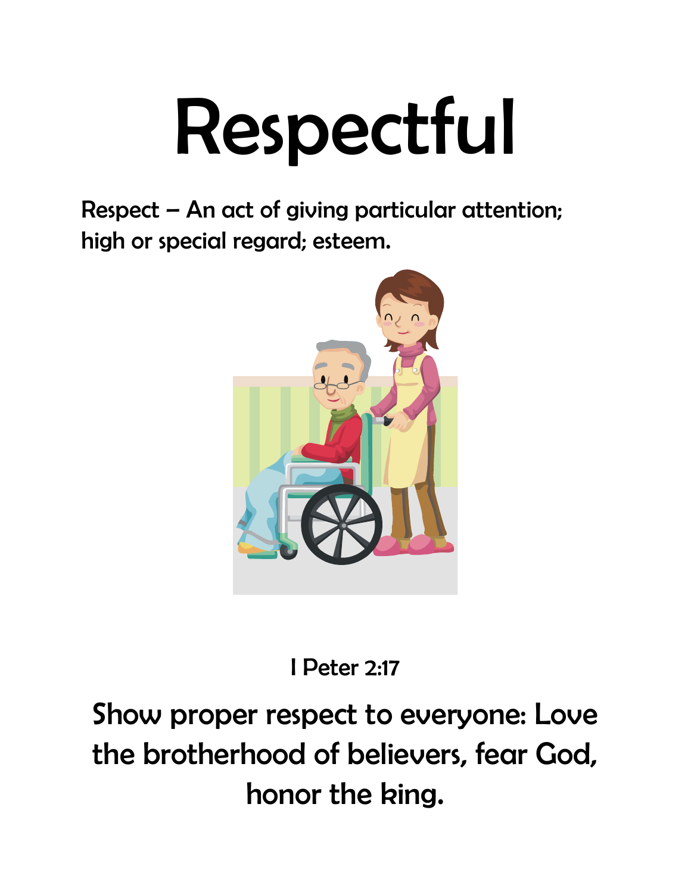# Respectful

**Respect – An act of giving particular attention; high or special regard; esteem.**

I Peter 2:17

## Show proper respect to everyone: Love the brotherhood of believers, fear God, honor the king.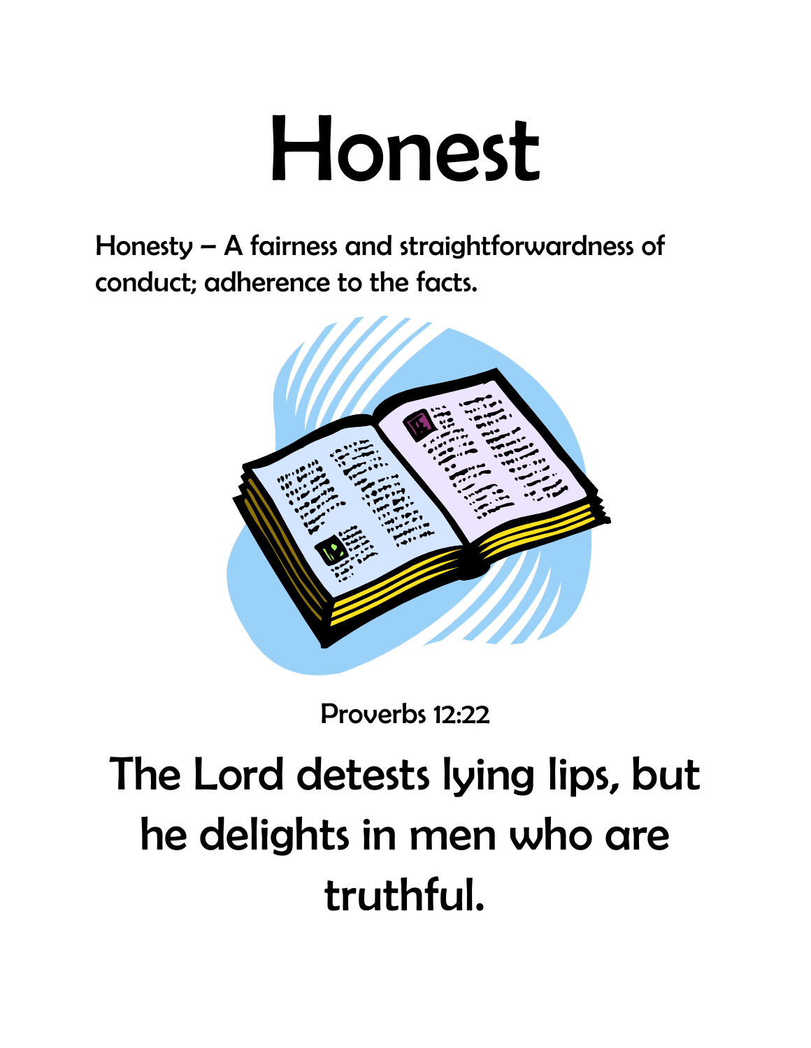# Honest

Honesty – A fairness and straightforwardness of conduct; adherence to the facts.

Proverbs 12:22

## The Lord detests lying lips, but he delights in men who are truthful.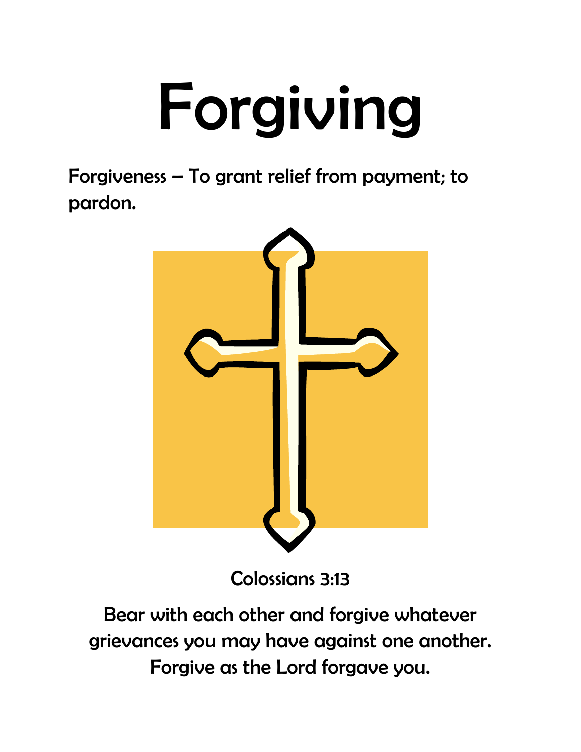# Forgiving

Forgiveness – To grant relief from payment; to pardon.

Colossians 3:13

Bear with each other and forgive whatever grievances you may have against one another. Forgive as the Lord forgave you.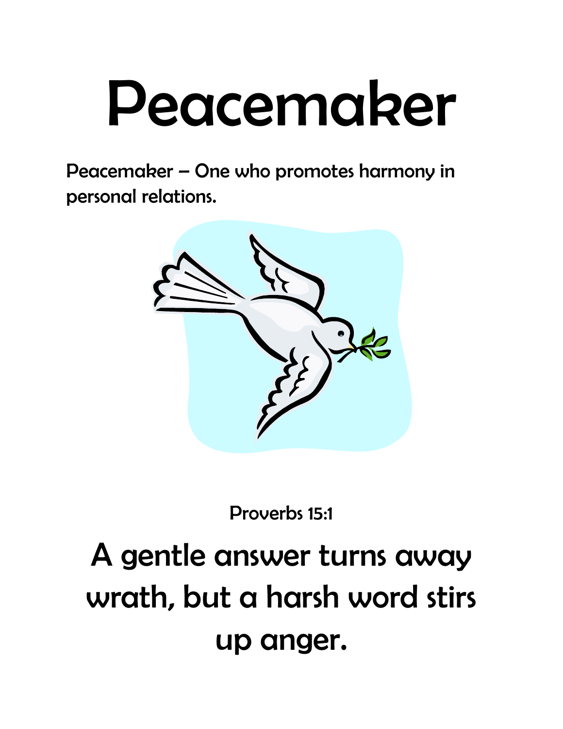# Peacemaker

Peacemaker – One who promotes harmony in personal relations.

Proverbs 15:1

## A gentle answer turns away wrath, but a harsh word stirs up anger.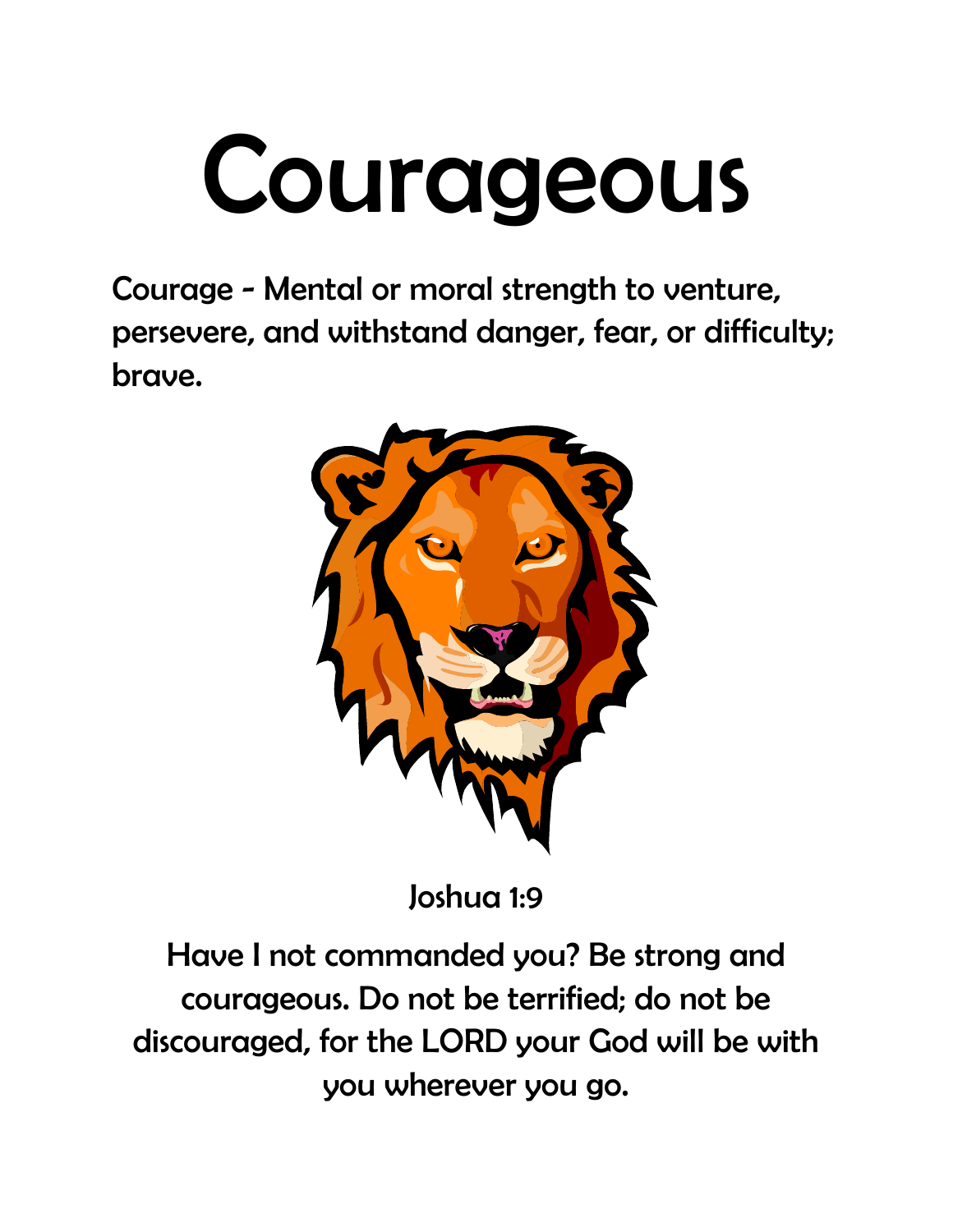# Courageous

Courage - Mental or moral strength to venture, persevere, and withstand danger, fear, or difficulty; brave.

Joshua 1:9

Have I not commanded you? Be strong and courageous. Do not be terrified; do not be discouraged, for the LORD your God will be with you wherever you go.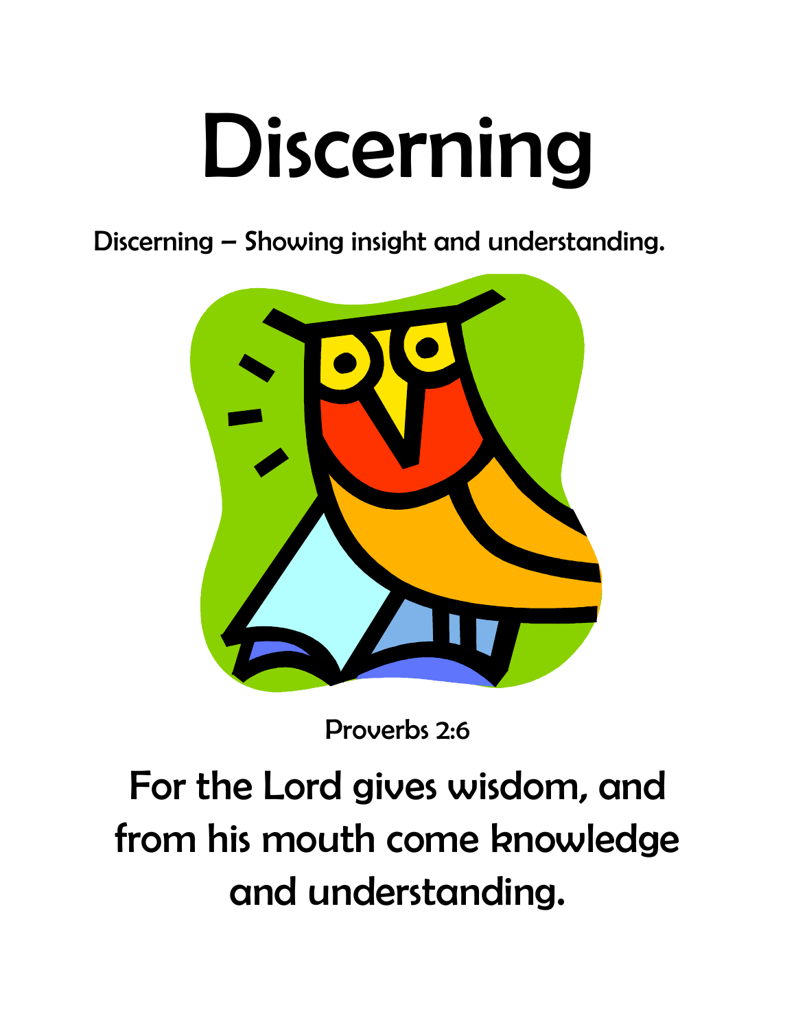# Discerning

Discerning – Showing insight and understanding.

Proverbs 2:6

For the Lord gives wisdom, and from his mouth come knowledge and understanding.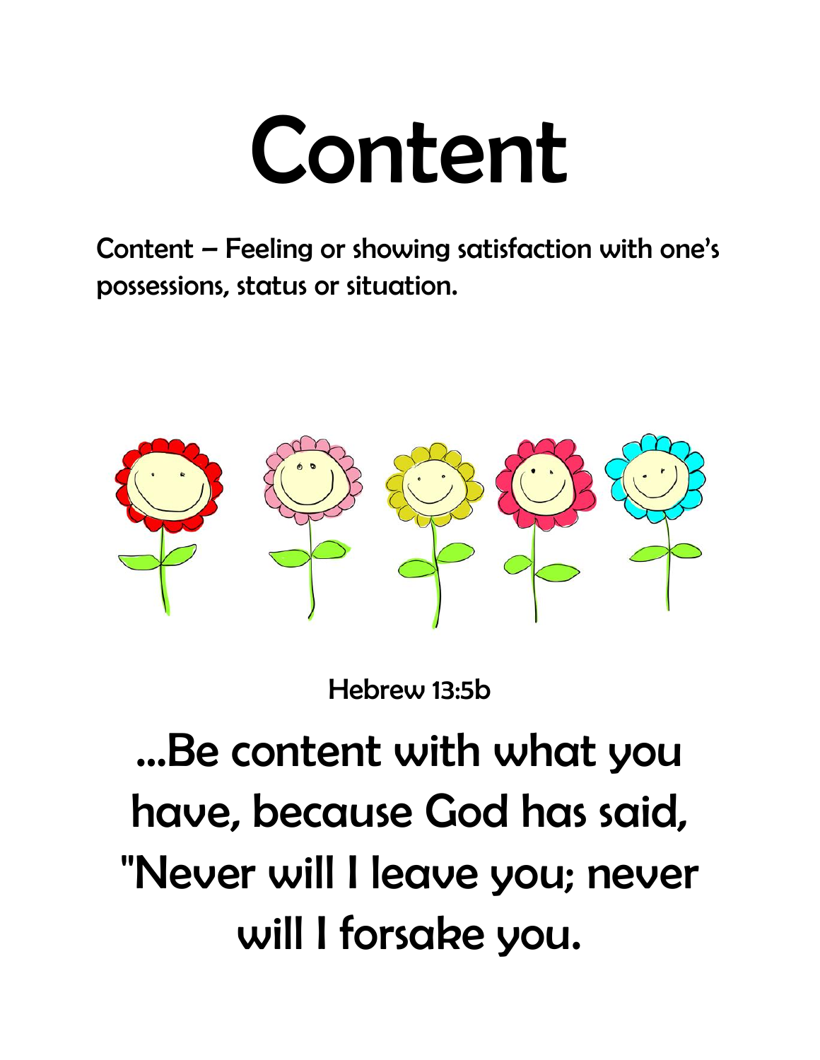# Content

Content – Feeling or showing satisfaction with one's possessions, status or situation.

Hebrew 13:5b

## ...Be content with what you have, because God has said, "Never will I leave you; never will I forsake you.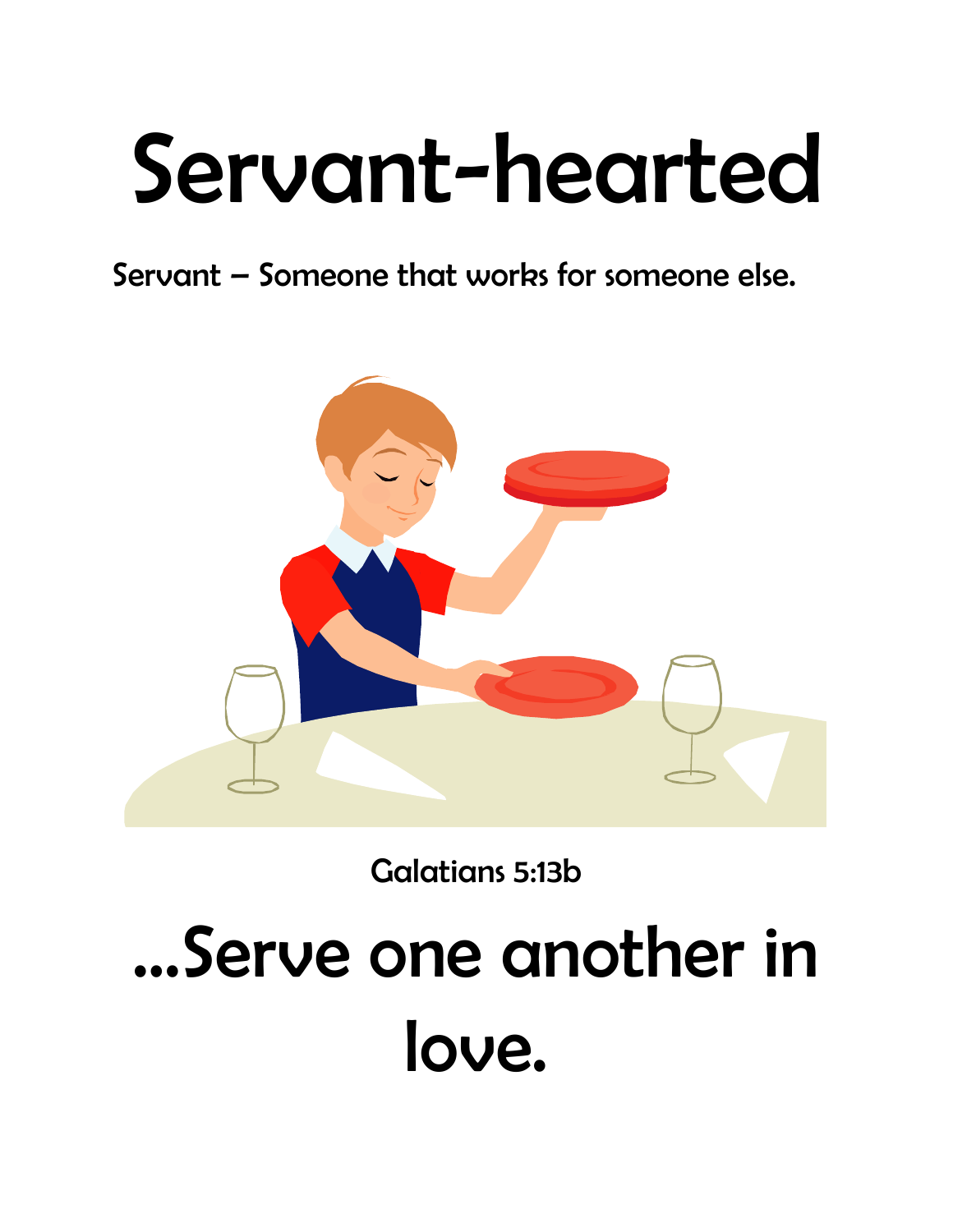# Servant-hearted

Servant – Someone that works for someone else.

Galatians 5:13b

## …Serve one another in love.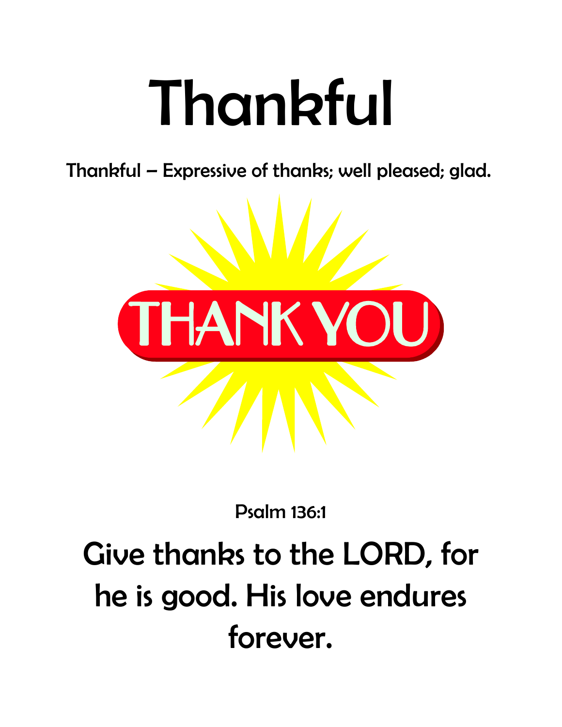# Thankful

Thankful – Expressive of thanks; well pleased; glad.

THANK YOU

Psalm 136:1

## Give thanks to the LORD, for he is good. His love endures forever.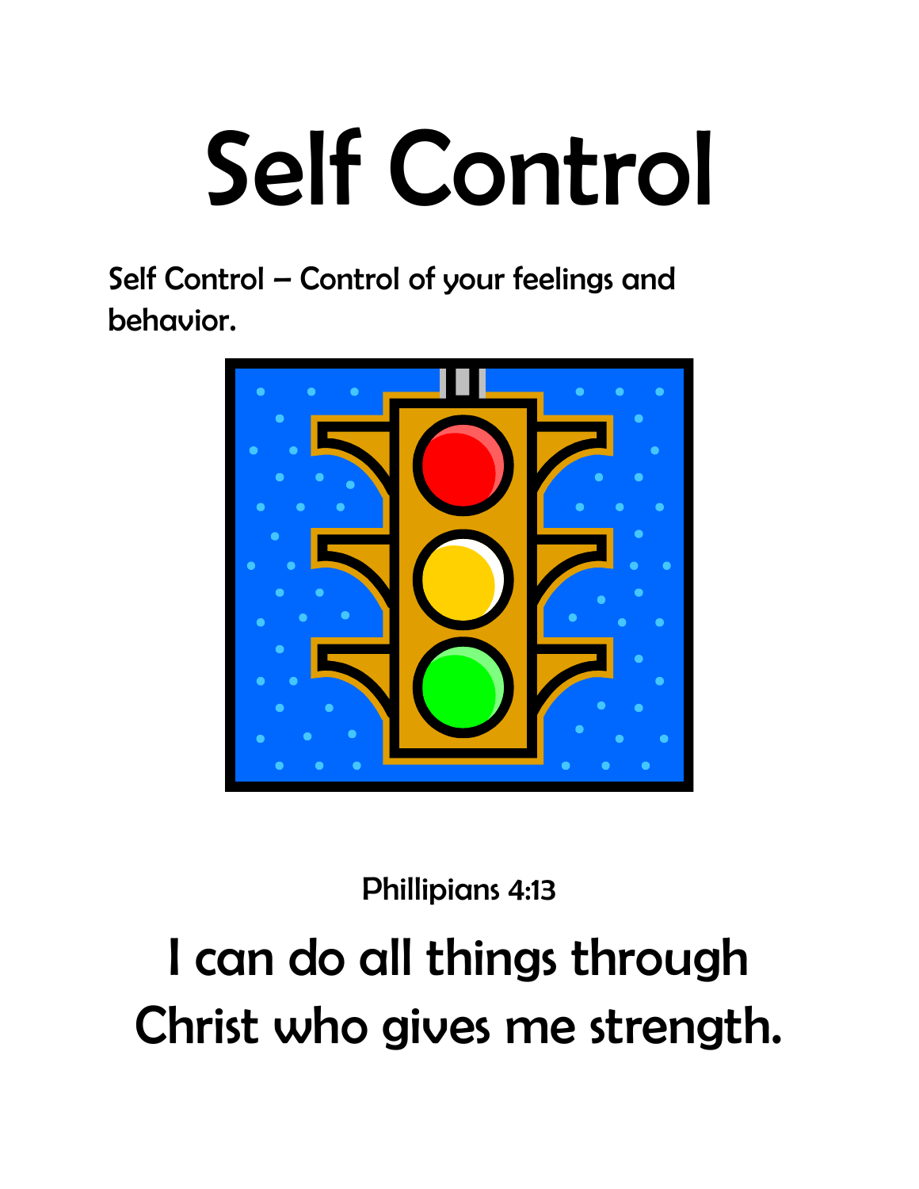# Self Control

Self Control – Control of your feelings and behavior.

Phillipians 4:13

## I can do all things through Christ who gives me strength.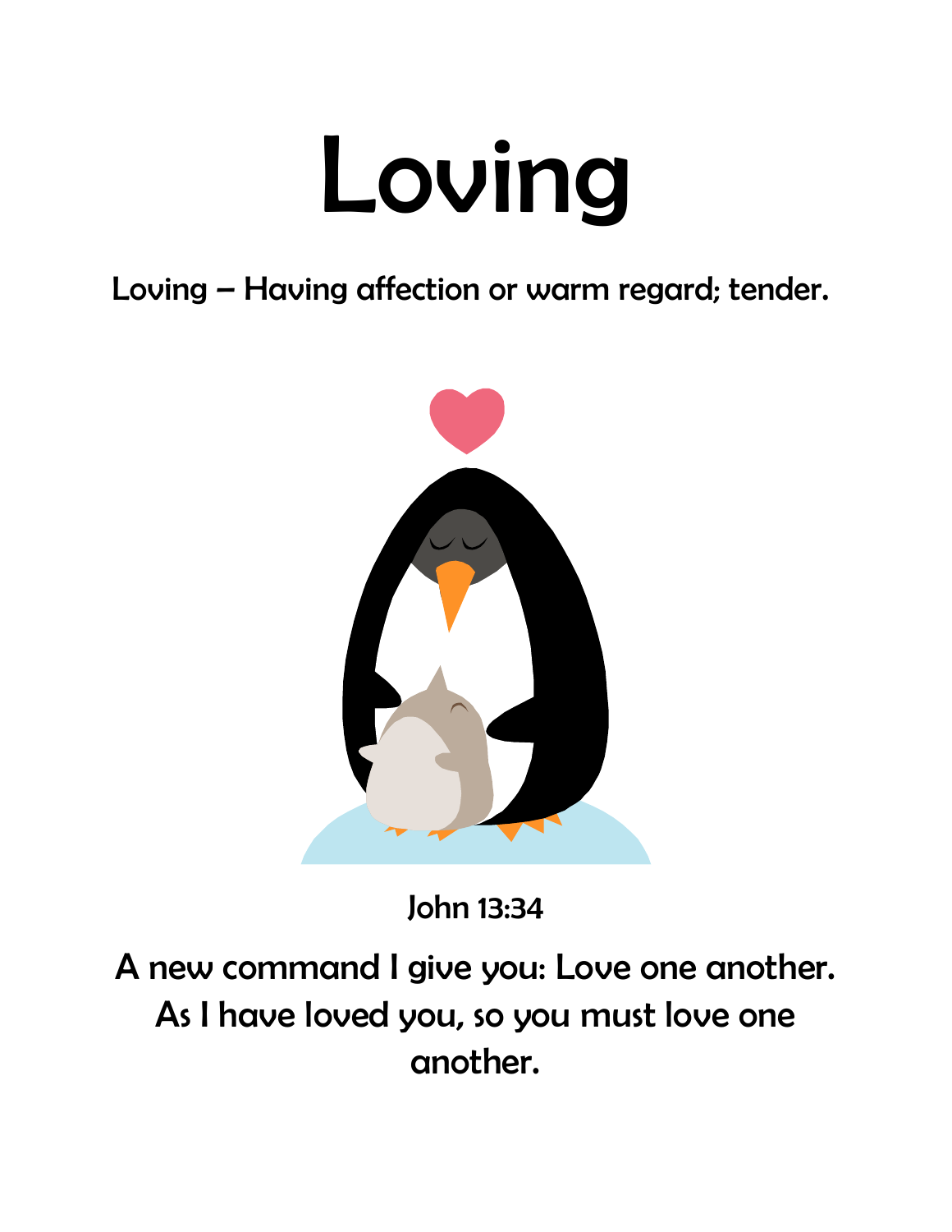# Loving

Loving – Having affection or warm regard; tender.

John 13:34

A new command I give you: Love one another. As I have loved you, so you must love one another.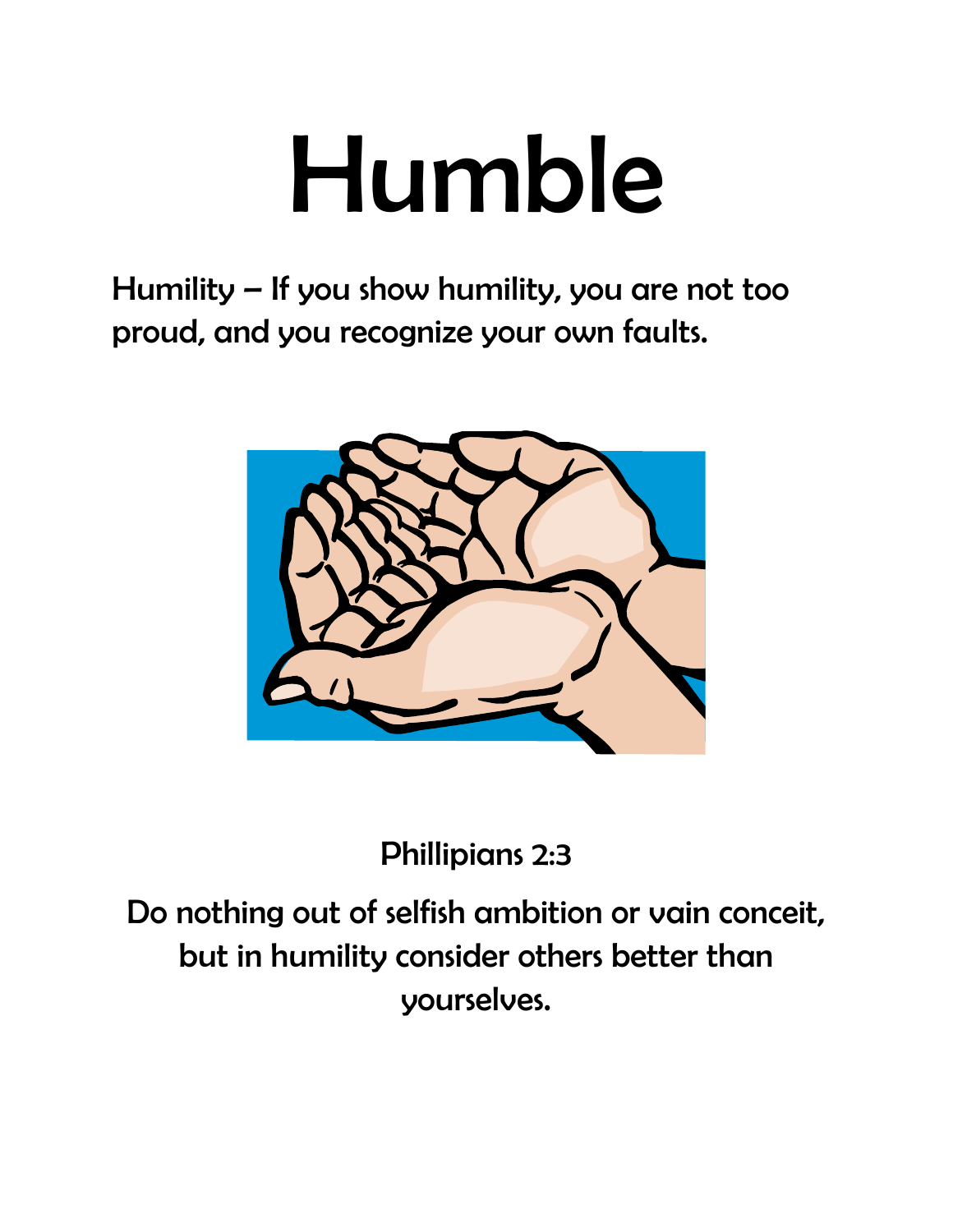# Humble

Humility – If you show humility, you are not too proud, and you recognize your own faults.

Phillipians 2:3

Do nothing out of selfish ambition or vain conceit, but in humility consider others better than yourselves.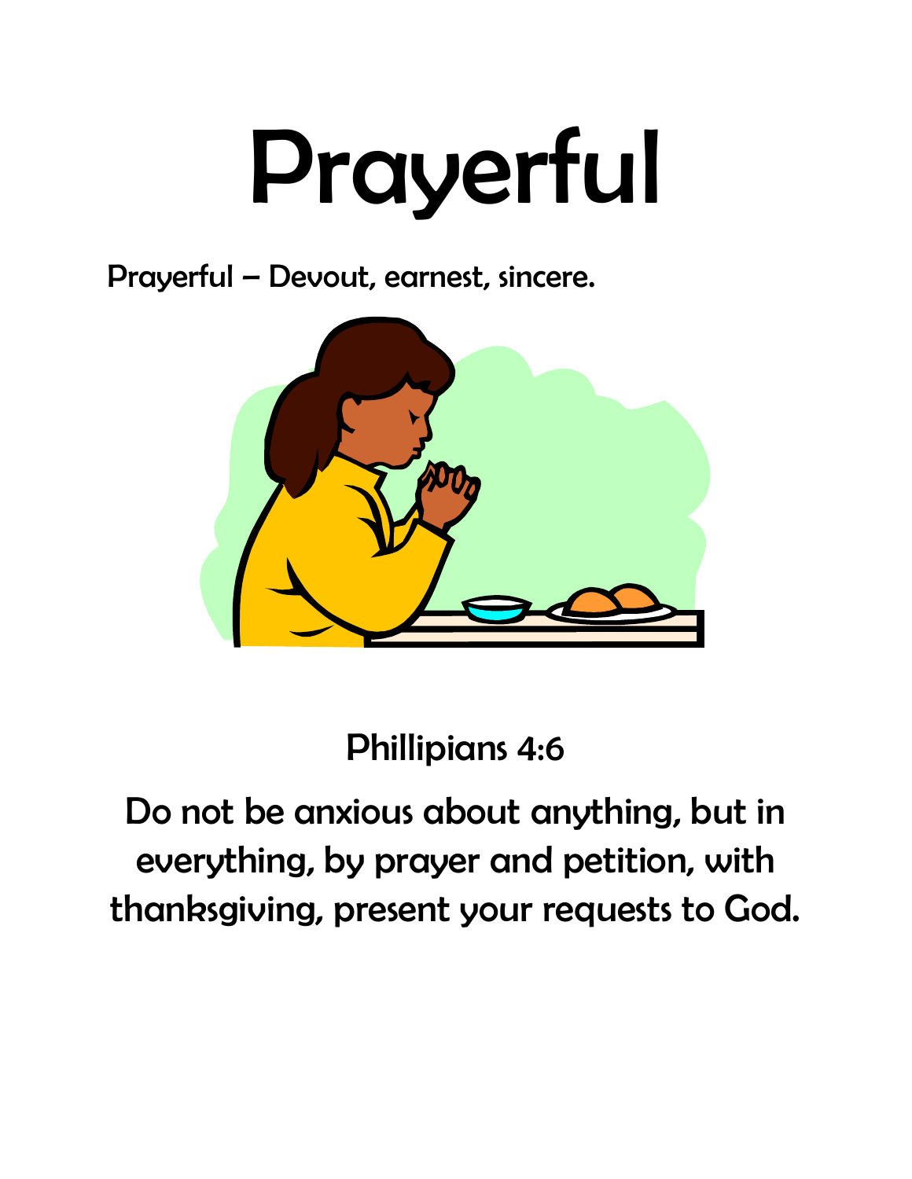# Prayerful

Prayerful – Devout, earnest, sincere.

Phillipians 4:6

Do not be anxious about anything, but in everything, by prayer and petition, with thanksgiving, present your requests to God.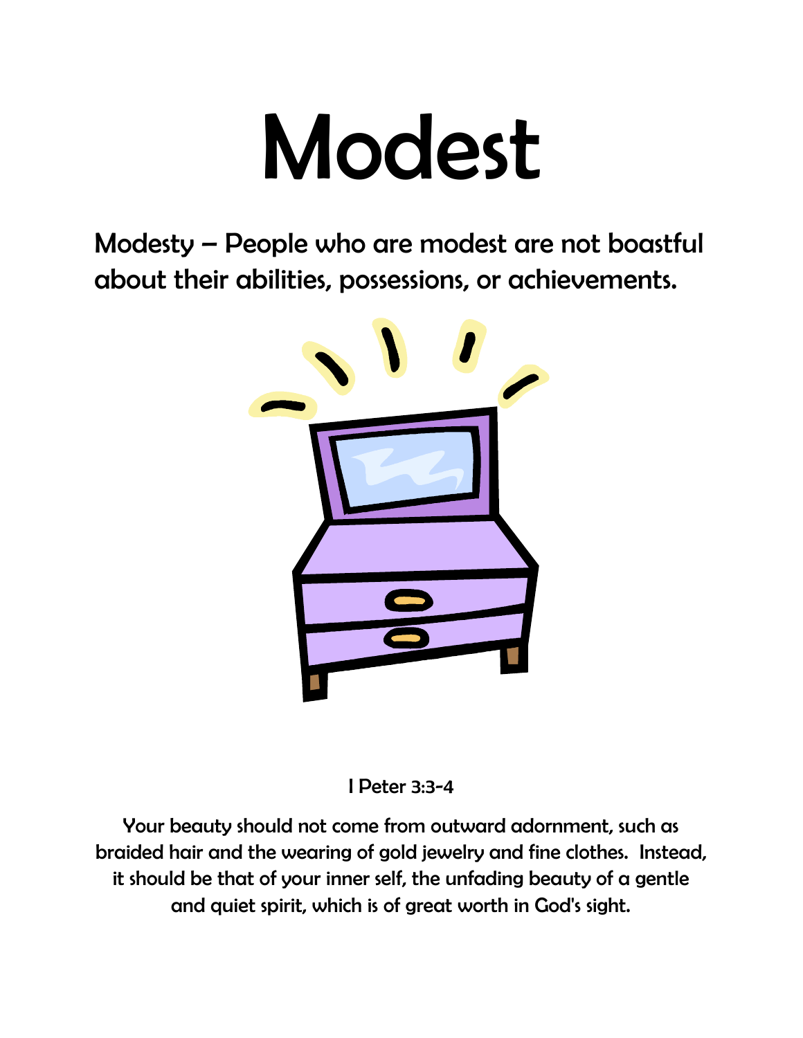# Modest

## Modesty – People who are modest are not boastful about their abilities, possessions, or achievements.

I Peter 3:3-4

Your beauty should not come from outward adornment, such as braided hair and the wearing of gold jewelry and fine clothes. Instead, it should be that of your inner self, the unfading beauty of a gentle and quiet spirit, which is of great worth in God's sight.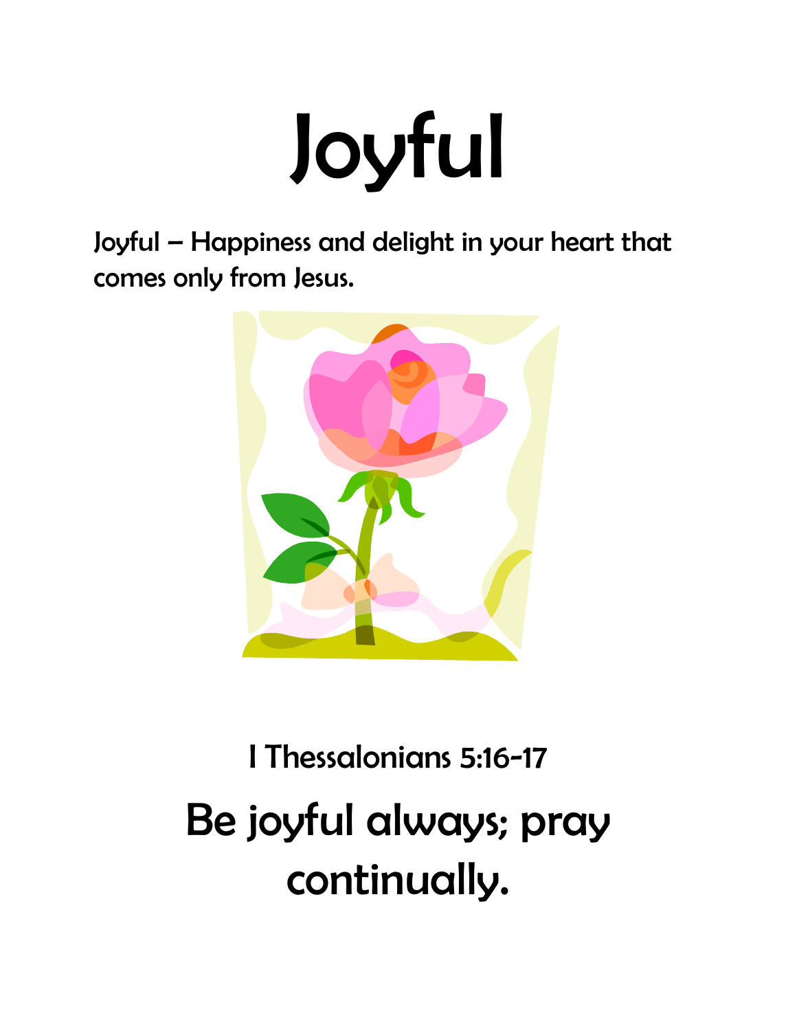# Joyful

Joyful – Happiness and delight in your heart that comes only from Jesus.

I Thessalonians 5:16-17

## Be joyful always; pray continually.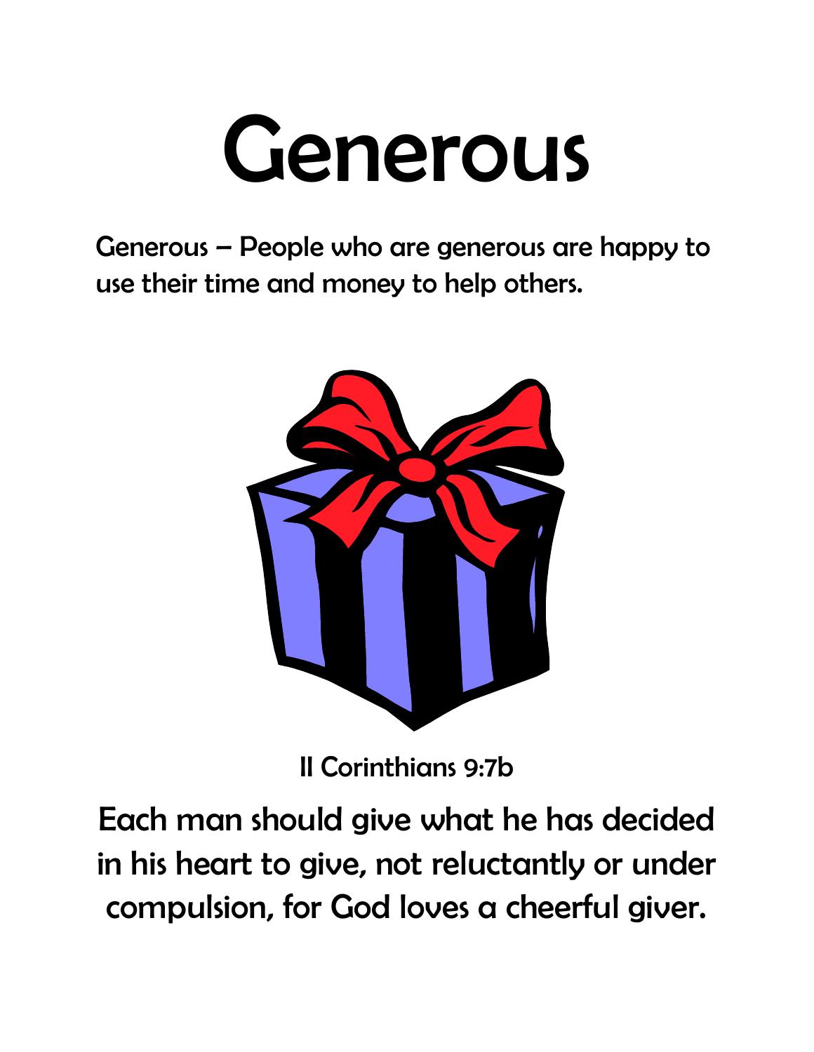# Generous

Generous – People who are generous are happy to use their time and money to help others.

II Corinthians 9:7b

Each man should give what he has decided in his heart to give, not reluctantly or under compulsion, for God loves a cheerful giver.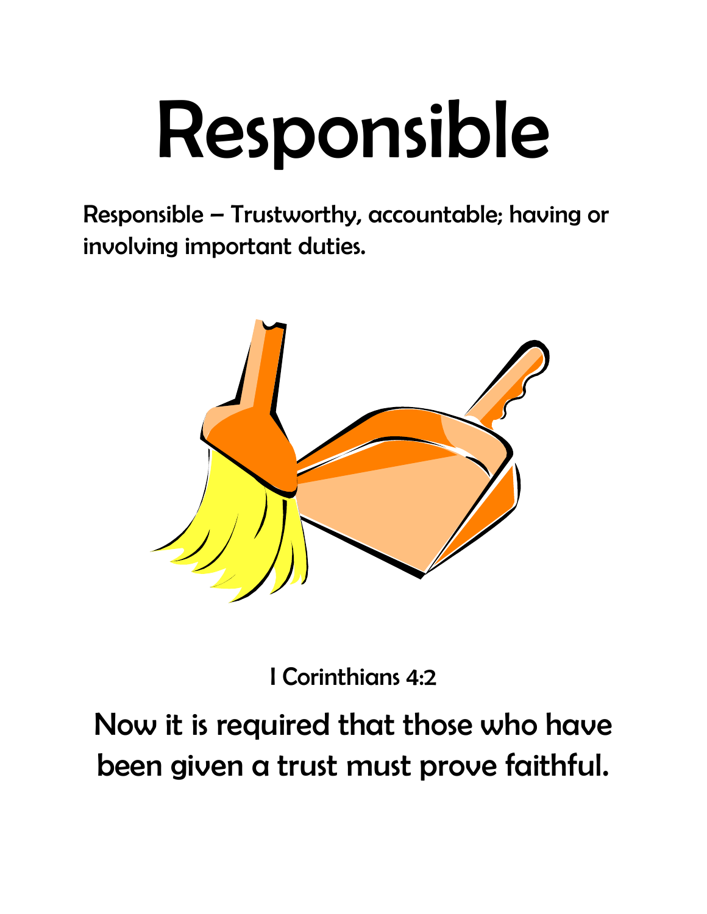# Responsible

Responsible – Trustworthy, accountable; having or involving important duties.

I Corinthians 4:2

Now it is required that those who have been given a trust must prove faithful.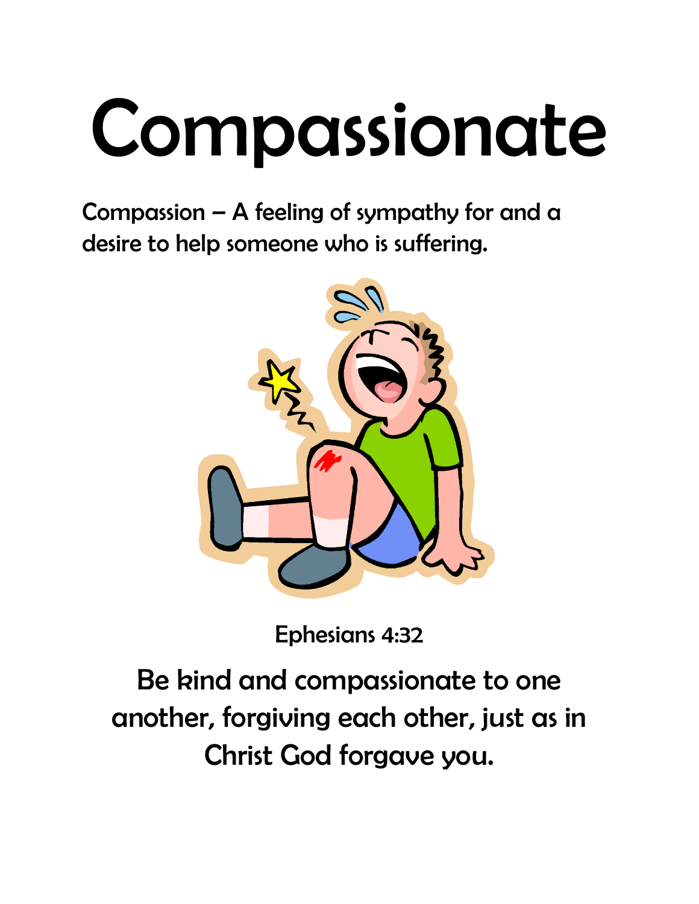# Compassionate

Compassion – A feeling of sympathy for and a desire to help someone who is suffering.

Ephesians 4:32

Be kind and compassionate to one another, forgiving each other, just as in Christ God forgave you.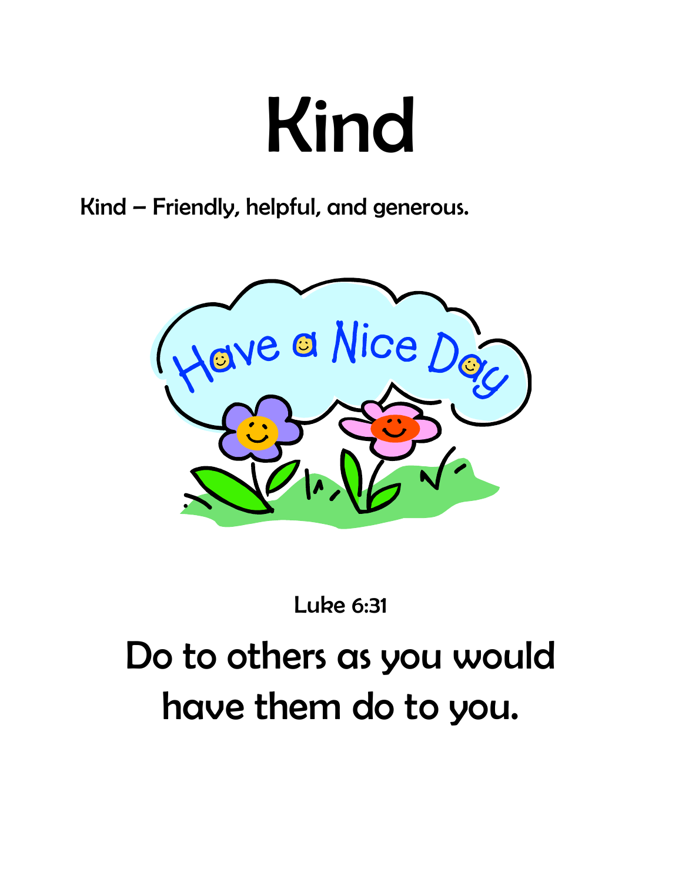# Kind

Kind – Friendly, helpful, and generous.

Luke 6:31

Do to others as you would have them do to you.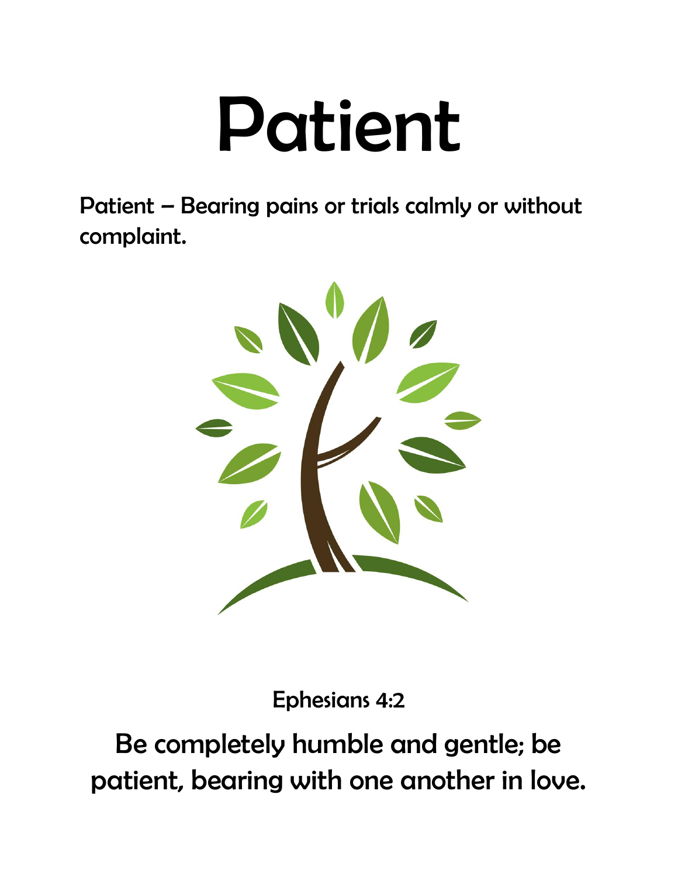# Patient

Patient – Bearing pains or trials calmly or without complaint.

Ephesians 4:2

Be completely humble and gentle; be patient, bearing with one another in love.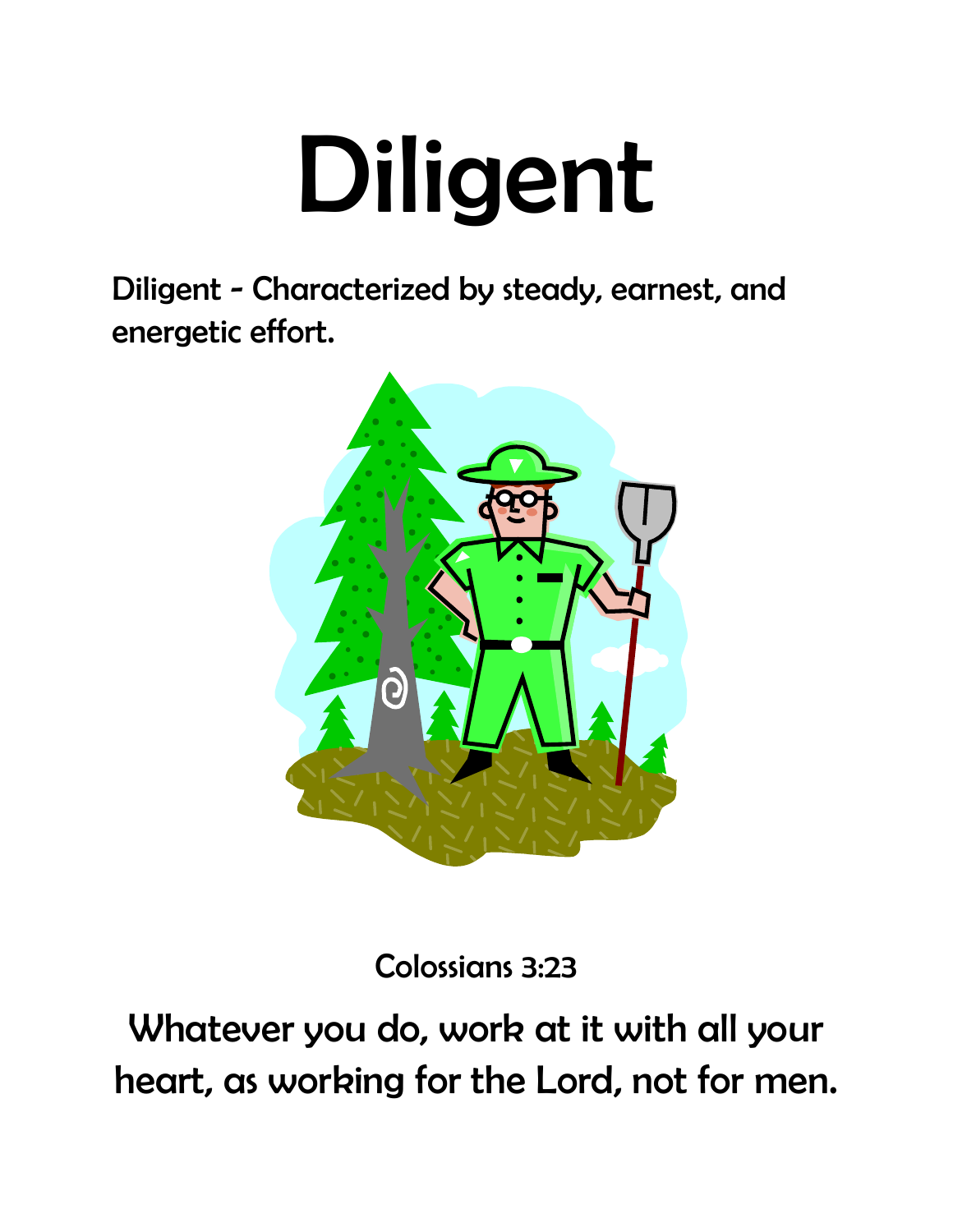# Diligent

Diligent - Characterized by steady, earnest, and energetic effort.

Colossians 3:23

Whatever you do, work at it with all your heart, as working for the Lord, not for men.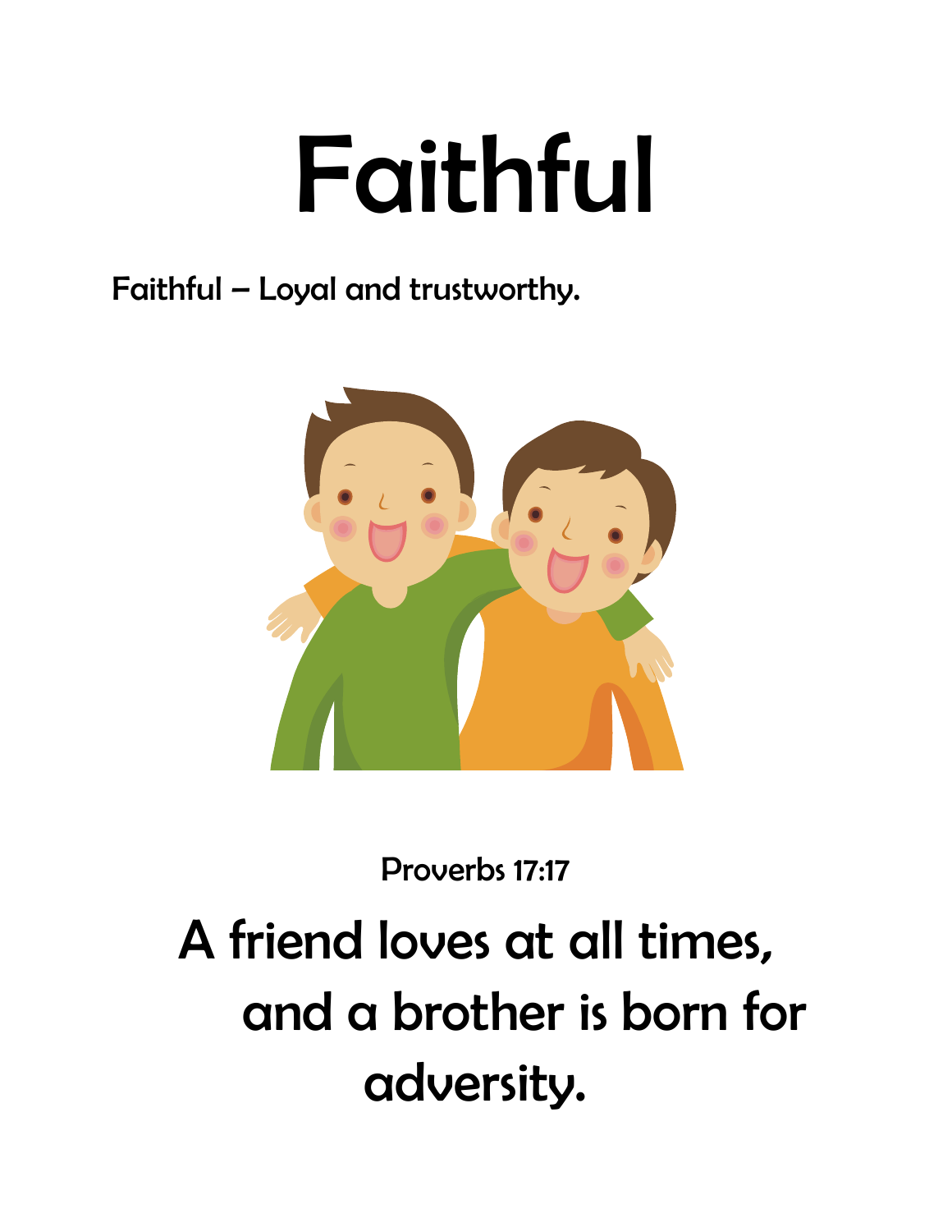# Faithful

Faithful – Loyal and trustworthy.

Proverbs 17:17

A friend loves at all times,
and a brother is born for adversity.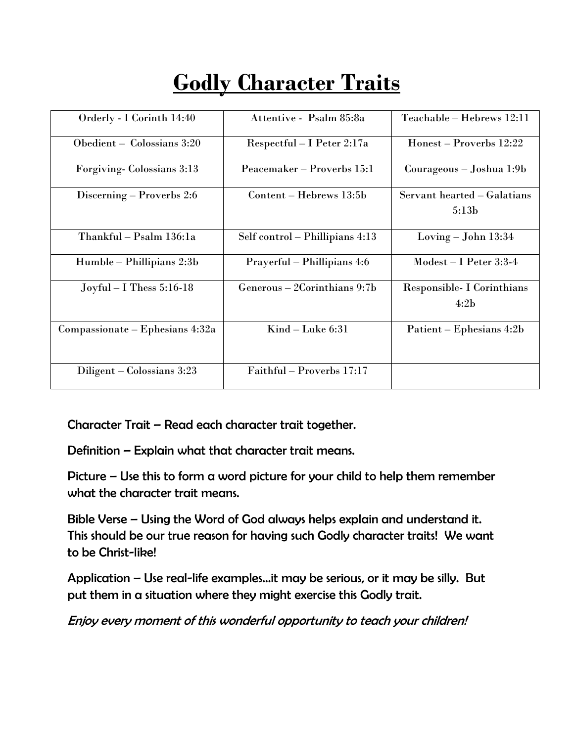# Godly Character Traits

| | | |
|---|---|---|
| Orderly - I Corinth 14:40 | Attentive - Psalm 85:8a | Teachable – Hebrews 12:11 |
| Obedient – Colossians 3:20 | Respectful – I Peter 2:17a | Honest – Proverbs 12:22 |
| Forgiving- Colossians 3:13 | Peacemaker – Proverbs 15:1 | Courageous – Joshua 1:9b |
| Discerning – Proverbs 2:6 | Content – Hebrews 13:5b | Servant hearted – Galatians 5:13b |
| Thankful – Psalm 136:1a | Self control – Phillipians 4:13 | Loving – John 13:34 |
| Humble – Phillipians 2:3b | Prayerful – Phillipians 4:6 | Modest – I Peter 3:3-4 |
| Joyful – I Thess 5:16-18 | Generous – 2Corinthians 9:7b | Responsible- I Corinthians 4:2b |
| Compassionate – Ephesians 4:32a | Kind – Luke 6:31 | Patient – Ephesians 4:2b |
| Diligent – Colossians 3:23 | Faithful – Proverbs 17:17 | |

Character Trait – Read each character trait together.

Definition – Explain what that character trait means.

Picture – Use this to form a word picture for your child to help them remember what the character trait means.

Bible Verse – Using the Word of God always helps explain and understand it. This should be our true reason for having such Godly character traits! We want to be Christ-like!

Application – Use real-life examples…it may be serious, or it may be silly. But put them in a situation where they might exercise this Godly trait.

*Enjoy every moment of this wonderful opportunity to teach your children!*